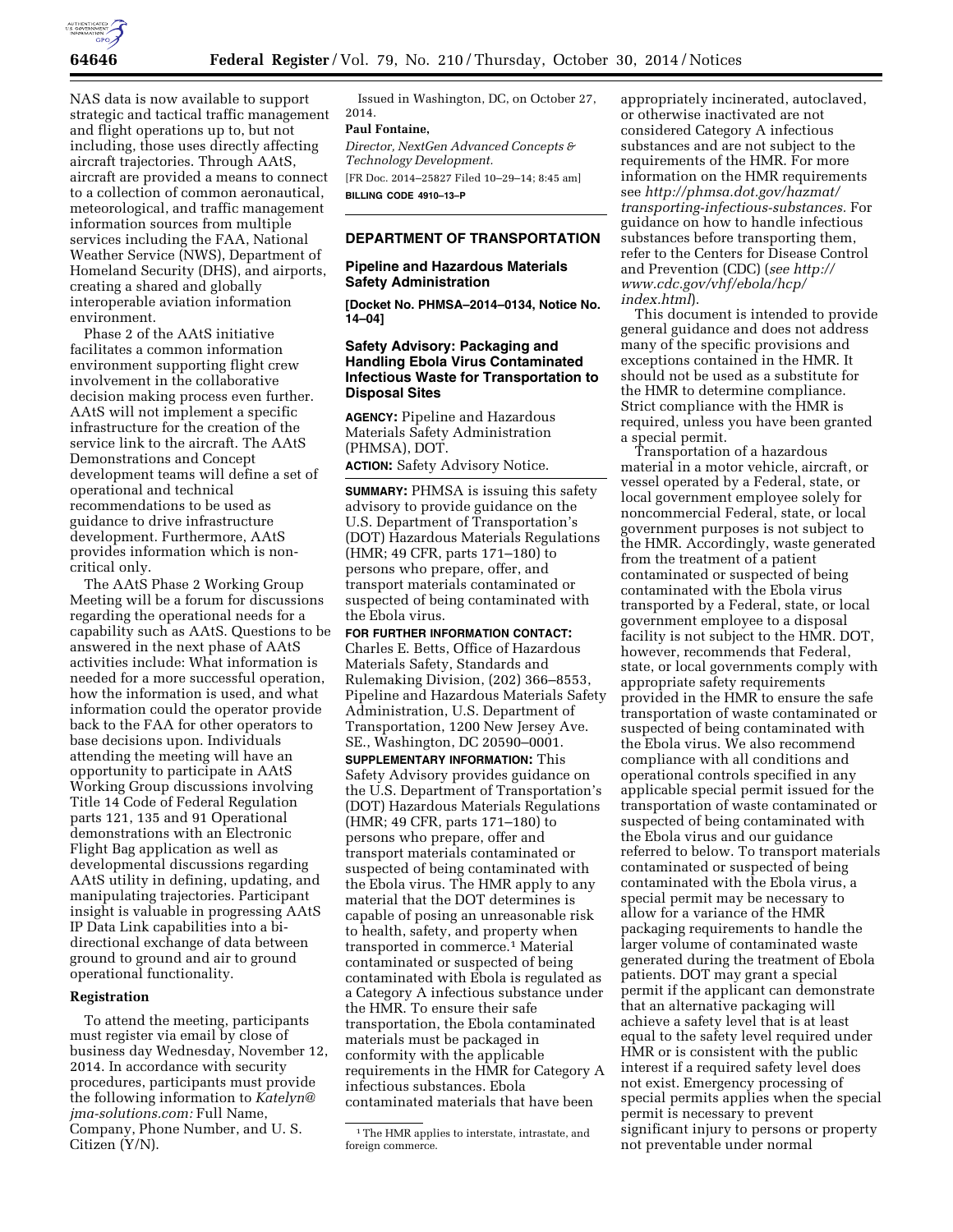NAS data is now available to support strategic and tactical traffic management and flight operations up to, but not including, those uses directly affecting aircraft trajectories. Through AAtS, aircraft are provided a means to connect to a collection of common aeronautical, meteorological, and traffic management information sources from multiple services including the FAA, National Weather Service (NWS), Department of Homeland Security (DHS), and airports, creating a shared and globally interoperable aviation information environment.

Phase 2 of the AAtS initiative facilitates a common information environment supporting flight crew involvement in the collaborative decision making process even further. AAtS will not implement a specific infrastructure for the creation of the service link to the aircraft. The AAtS Demonstrations and Concept development teams will define a set of operational and technical recommendations to be used as guidance to drive infrastructure development. Furthermore, AAtS provides information which is non-critical only.

The AAtS Phase 2 Working Group Meeting will be a forum for discussions regarding the operational needs for a capability such as AAtS. Questions to be answered in the next phase of AAtS activities include: What information is needed for a more successful operation, how the information is used, and what information could the operator provide back to the FAA for other operators to base decisions upon. Individuals attending the meeting will have an opportunity to participate in AAtS Working Group discussions involving Title 14 Code of Federal Regulation parts 121, 135 and 91 Operational demonstrations with an Electronic Flight Bag application as well as developmental discussions regarding AAtS utility in defining, updating, and manipulating trajectories. Participant insight is valuable in progressing AAtS IP Data Link capabilities into a bi-directional exchange of data between ground to ground and air to ground operational functionality.

### Registration

To attend the meeting, participants must register via email by close of business day Wednesday, November 12, 2014. In accordance with security procedures, participants must provide the following information to *Katelyn@jma-solutions.com:* Full Name, Company, Phone Number, and U. S. Citizen (Y/N).

Issued in Washington, DC, on October 27, 2014.

**Paul Fontaine,**

*Director, NextGen Advanced Concepts & Technology Development.*

[FR Doc. 2014–25827 Filed 10–29–14; 8:45 am]

**BILLING CODE 4910–13–P**

## DEPARTMENT OF TRANSPORTATION

### Pipeline and Hazardous Materials Safety Administration

**[Docket No. PHMSA–2014–0134, Notice No. 14–04]**

### Safety Advisory: Packaging and Handling Ebola Virus Contaminated Infectious Waste for Transportation to Disposal Sites

**AGENCY:** Pipeline and Hazardous Materials Safety Administration (PHMSA), DOT.

**ACTION:** Safety Advisory Notice.

**SUMMARY:** PHMSA is issuing this safety advisory to provide guidance on the U.S. Department of Transportation's (DOT) Hazardous Materials Regulations (HMR; 49 CFR, parts 171–180) to persons who prepare, offer, and transport materials contaminated or suspected of being contaminated with the Ebola virus.

**FOR FURTHER INFORMATION CONTACT:** Charles E. Betts, Office of Hazardous Materials Safety, Standards and Rulemaking Division, (202) 366–8553, Pipeline and Hazardous Materials Safety Administration, U.S. Department of Transportation, 1200 New Jersey Ave. SE., Washington, DC 20590–0001.

**SUPPLEMENTARY INFORMATION:** This Safety Advisory provides guidance on the U.S. Department of Transportation's (DOT) Hazardous Materials Regulations (HMR; 49 CFR, parts 171–180) to persons who prepare, offer and transport materials contaminated or suspected of being contaminated with the Ebola virus. The HMR apply to any material that the DOT determines is capable of posing an unreasonable risk to health, safety, and property when transported in commerce.[1] Material contaminated or suspected of being contaminated with Ebola is regulated as a Category A infectious substance under the HMR. To ensure their safe transportation, the Ebola contaminated materials must be packaged in conformity with the applicable requirements in the HMR for Category A infectious substances. Ebola contaminated materials that have been appropriately incinerated, autoclaved, or otherwise inactivated are not considered Category A infectious substances and are not subject to the requirements of the HMR. For more information on the HMR requirements see *http://phmsa.dot.gov/hazmat/transporting-infectious-substances.* For guidance on how to handle infectious substances before transporting them, refer to the Centers for Disease Control and Prevention (CDC) (*see http://www.cdc.gov/vhf/ebola/hcp/index.html*).

This document is intended to provide general guidance and does not address many of the specific provisions and exceptions contained in the HMR. It should not be used as a substitute for the HMR to determine compliance. Strict compliance with the HMR is required, unless you have been granted a special permit.

Transportation of a hazardous material in a motor vehicle, aircraft, or vessel operated by a Federal, state, or local government employee solely for noncommercial Federal, state, or local government purposes is not subject to the HMR. Accordingly, waste generated from the treatment of a patient contaminated or suspected of being contaminated with the Ebola virus transported by a Federal, state, or local government employee to a disposal facility is not subject to the HMR. DOT, however, recommends that Federal, state, or local governments comply with appropriate safety requirements provided in the HMR to ensure the safe transportation of waste contaminated or suspected of being contaminated with the Ebola virus. We also recommend compliance with all conditions and operational controls specified in any applicable special permit issued for the transportation of waste contaminated or suspected of being contaminated with the Ebola virus and our guidance referred to below. To transport materials contaminated or suspected of being contaminated with the Ebola virus, a special permit may be necessary to allow for a variance of the HMR packaging requirements to handle the larger volume of contaminated waste generated during the treatment of Ebola patients. DOT may grant a special permit if the applicant can demonstrate that an alternative packaging will achieve a safety level that is at least equal to the safety level required under HMR or is consistent with the public interest if a required safety level does not exist. Emergency processing of special permits applies when the special permit is necessary to prevent significant injury to persons or property not preventable under normal

[1] The HMR applies to interstate, intrastate, and foreign commerce.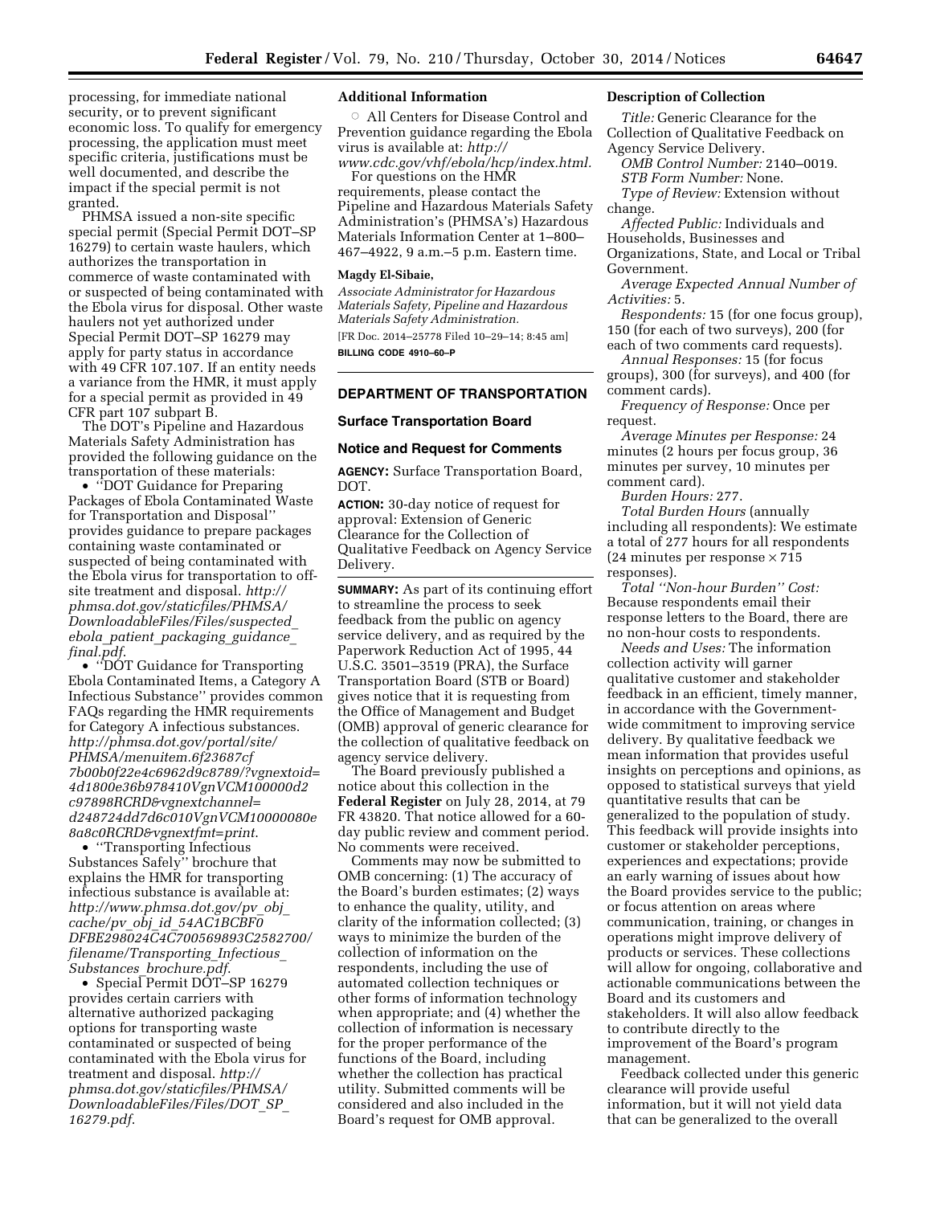processing, for immediate national security, or to prevent significant economic loss. To qualify for emergency processing, the application must meet specific criteria, justifications must be well documented, and describe the impact if the special permit is not granted.

PHMSA issued a non-site specific special permit (Special Permit DOT–SP 16279) to certain waste haulers, which authorizes the transportation in commerce of waste contaminated with or suspected of being contaminated with the Ebola virus for disposal. Other waste haulers not yet authorized under Special Permit DOT–SP 16279 may apply for party status in accordance with 49 CFR 107.107. If an entity needs a variance from the HMR, it must apply for a special permit as provided in 49 CFR part 107 subpart B.

The DOT's Pipeline and Hazardous Materials Safety Administration has provided the following guidance on the transportation of these materials:

- ''DOT Guidance for Preparing Packages of Ebola Contaminated Waste for Transportation and Disposal'' provides guidance to prepare packages containing waste contaminated or suspected of being contaminated with the Ebola virus for transportation to off-site treatment and disposal. *http://phmsa.dot.gov/staticfiles/PHMSA/DownloadableFiles/Files/suspected_ebola_patient_packaging_guidance_final.pdf.*
- ''DOT Guidance for Transporting Ebola Contaminated Items, a Category A Infectious Substance'' provides common FAQs regarding the HMR requirements for Category A infectious substances. *http://phmsa.dot.gov/portal/site/PHMSA/menuitem.6f23687cf7b00b0f22e4c6962d9c8789/?vgnextoid=4d1800e36b978410VgnVCM100000d2c97898RCRD&vgnextchannel=d248724dd7d6c010VgnVCM10000080e8a8c0RCRD&vgnextfmt=print.*
- ''Transporting Infectious Substances Safely'' brochure that explains the HMR for transporting infectious substance is available at: *http://www.phmsa.dot.gov/pv_obj_cache/pv_obj_id_54AC1BCBF0DFBE298024C4C700569893C2582700/filename/Transporting_Infectious_Substances_brochure.pdf.*
- Special Permit DOT–SP 16279 provides certain carriers with alternative authorized packaging options for transporting waste contaminated or suspected of being contaminated with the Ebola virus for treatment and disposal. *http://phmsa.dot.gov/staticfiles/PHMSA/DownloadableFiles/Files/DOT_SP_16279.pdf.*

**Additional Information**

○ All Centers for Disease Control and Prevention guidance regarding the Ebola virus is available at: *http://www.cdc.gov/vhf/ebola/hcp/index.html.*

For questions on the HMR requirements, please contact the Pipeline and Hazardous Materials Safety Administration's (PHMSA's) Hazardous Materials Information Center at 1–800–467–4922, 9 a.m.–5 p.m. Eastern time.

**Magdy El-Sibaie,**

*Associate Administrator for Hazardous Materials Safety, Pipeline and Hazardous Materials Safety Administration.*

[FR Doc. 2014–25778 Filed 10–29–14; 8:45 am]

**BILLING CODE 4910–60–P**

---

## DEPARTMENT OF TRANSPORTATION

### Surface Transportation Board

### Notice and Request for Comments

**AGENCY:** Surface Transportation Board, DOT.

**ACTION:** 30-day notice of request for approval: Extension of Generic Clearance for the Collection of Qualitative Feedback on Agency Service Delivery.

**SUMMARY:** As part of its continuing effort to streamline the process to seek feedback from the public on agency service delivery, and as required by the Paperwork Reduction Act of 1995, 44 U.S.C. 3501–3519 (PRA), the Surface Transportation Board (STB or Board) gives notice that it is requesting from the Office of Management and Budget (OMB) approval of generic clearance for the collection of qualitative feedback on agency service delivery.

The Board previously published a notice about this collection in the **Federal Register** on July 28, 2014, at 79 FR 43820. That notice allowed for a 60-day public review and comment period. No comments were received.

Comments may now be submitted to OMB concerning: (1) The accuracy of the Board's burden estimates; (2) ways to enhance the quality, utility, and clarity of the information collected; (3) ways to minimize the burden of the collection of information on the respondents, including the use of automated collection techniques or other forms of information technology when appropriate; and (4) whether the collection of information is necessary for the proper performance of the functions of the Board, including whether the collection has practical utility. Submitted comments will be considered and also included in the Board's request for OMB approval.

**Description of Collection**

*Title:* Generic Clearance for the Collection of Qualitative Feedback on Agency Service Delivery.

*OMB Control Number:* 2140–0019.

*STB Form Number:* None.

*Type of Review:* Extension without change.

*Affected Public:* Individuals and Households, Businesses and Organizations, State, and Local or Tribal Government.

*Average Expected Annual Number of Activities:* 5.

*Respondents:* 15 (for one focus group), 150 (for each of two surveys), 200 (for each of two comments card requests).

*Annual Responses:* 15 (for focus groups), 300 (for surveys), and 400 (for comment cards).

*Frequency of Response:* Once per request.

*Average Minutes per Response:* 24 minutes (2 hours per focus group, 36 minutes per survey, 10 minutes per comment card).

*Burden Hours:* 277.

*Total Burden Hours* (annually including all respondents): We estimate a total of 277 hours for all respondents (24 minutes per response × 715 responses).

*Total ''Non-hour Burden'' Cost:* Because respondents email their response letters to the Board, there are no non-hour costs to respondents.

*Needs and Uses:* The information collection activity will garner qualitative customer and stakeholder feedback in an efficient, timely manner, in accordance with the Government-wide commitment to improving service delivery. By qualitative feedback we mean information that provides useful insights on perceptions and opinions, as opposed to statistical surveys that yield quantitative results that can be generalized to the population of study. This feedback will provide insights into customer or stakeholder perceptions, experiences and expectations; provide an early warning of issues about how the Board provides service to the public; or focus attention on areas where communication, training, or changes in operations might improve delivery of products or services. These collections will allow for ongoing, collaborative and actionable communications between the Board and its customers and stakeholders. It will also allow feedback to contribute directly to the improvement of the Board's program management.

Feedback collected under this generic clearance will provide useful information, but it will not yield data that can be generalized to the overall